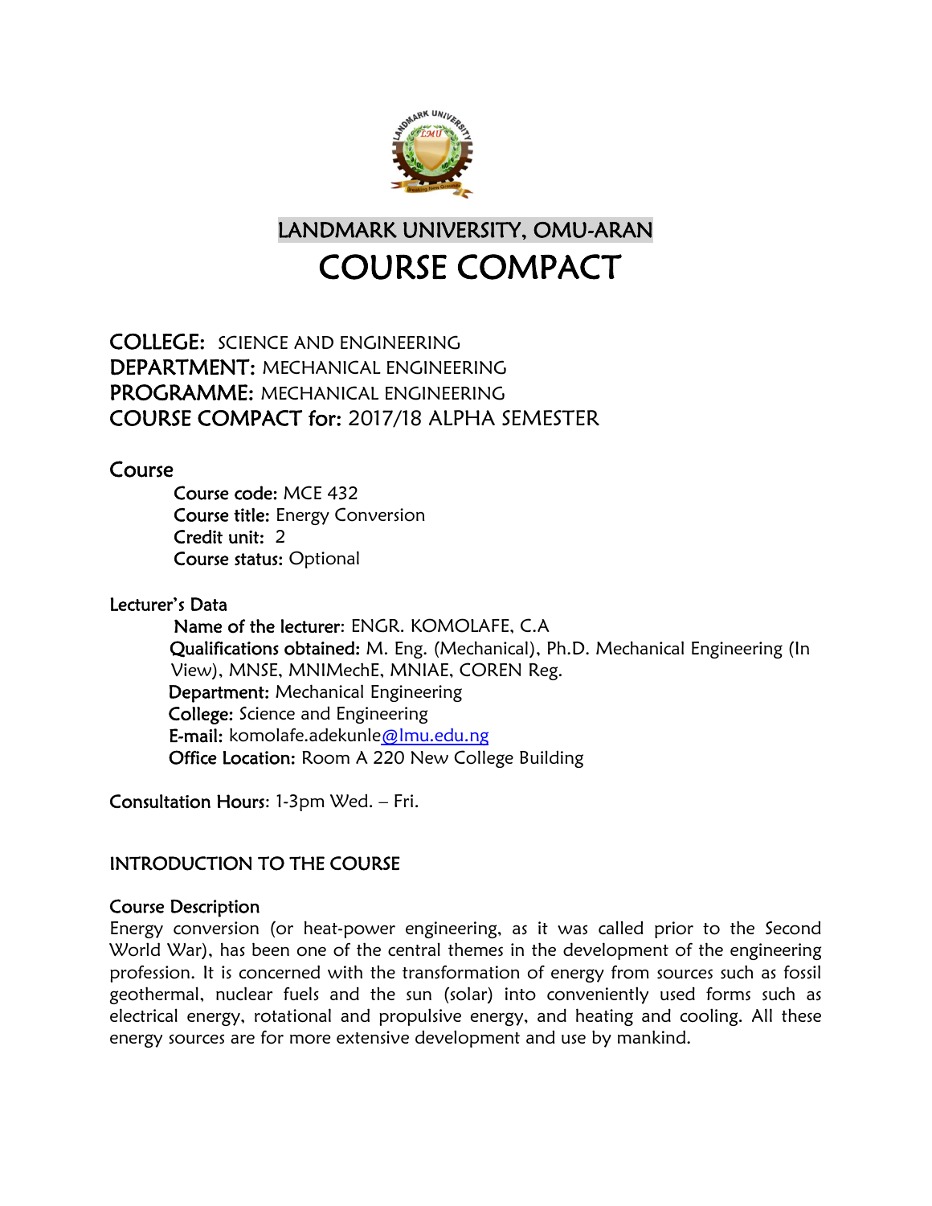# LANDMARK UNIVERSITY, OMU-ARAN

# COURSE COMPACT

**COLLEGE:** SCIENCE AND ENGINEERING
**DEPARTMENT:** MECHANICAL ENGINEERING
**PROGRAMME:** MECHANICAL ENGINEERING
**COURSE COMPACT for:** 2017/18 ALPHA SEMESTER

## Course

**Course code:** MCE 432
**Course title:** Energy Conversion
**Credit unit:** 2
**Course status:** Optional

### Lecturer's Data

**Name of the lecturer**: ENGR. KOMOLAFE, C.A
**Qualifications obtained:** M. Eng. (Mechanical), Ph.D. Mechanical Engineering (In View), MNSE, MNIMechE, MNIAE, COREN Reg.
**Department:** Mechanical Engineering
**College:** Science and Engineering
**E-mail:** komolafe.adekunle@lmu.edu.ng
**Office Location:** Room A 220 New College Building

**Consultation Hours**: 1-3pm Wed. – Fri.

## INTRODUCTION TO THE COURSE

### Course Description

Energy conversion (or heat-power engineering, as it was called prior to the Second World War), has been one of the central themes in the development of the engineering profession. It is concerned with the transformation of energy from sources such as fossil geothermal, nuclear fuels and the sun (solar) into conveniently used forms such as electrical energy, rotational and propulsive energy, and heating and cooling. All these energy sources are for more extensive development and use by mankind.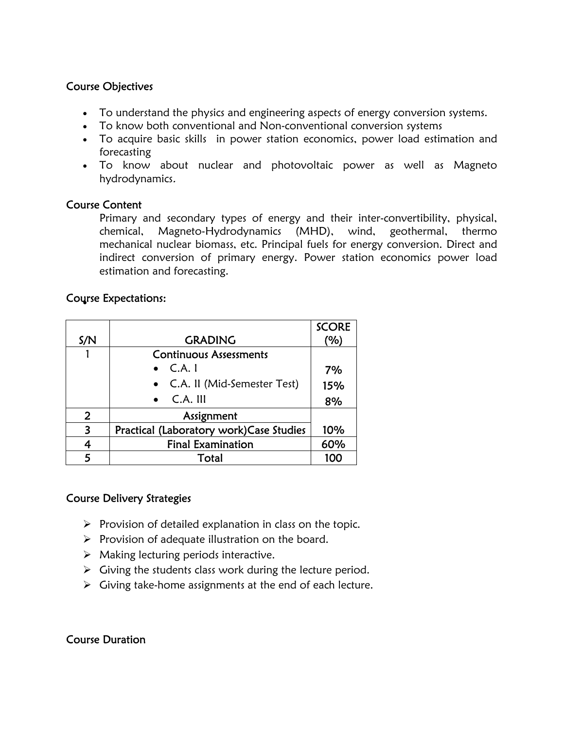## Course Objectives

- To understand the physics and engineering aspects of energy conversion systems.
- To know both conventional and Non-conventional conversion systems
- To acquire basic skills in power station economics, power load estimation and forecasting
- To know about nuclear and photovoltaic power as well as Magneto hydrodynamics.

## Course Content

Primary and secondary types of energy and their inter-convertibility, physical, chemical, Magneto-Hydrodynamics (MHD), wind, geothermal, thermo mechanical nuclear biomass, etc. Principal fuels for energy conversion. Direct and indirect conversion of primary energy. Power station economics power load estimation and forecasting.

## Course Expectations:

| S/N | GRADING | SCORE (%) |
|---|---|---|
| 1 | Continuous Assessments<br>• C.A. I<br>• C.A. II (Mid-Semester Test)<br>• C.A. III | <br>7%<br>15%<br>8% |
| 2 | Assignment | |
| 3 | Practical (Laboratory work)Case Studies | 10% |
| 4 | Final Examination | 60% |
| 5 | Total | 100 |

## Course Delivery Strategies

- Provision of detailed explanation in class on the topic.
- Provision of adequate illustration on the board.
- Making lecturing periods interactive.
- Giving the students class work during the lecture period.
- Giving take-home assignments at the end of each lecture.

## Course Duration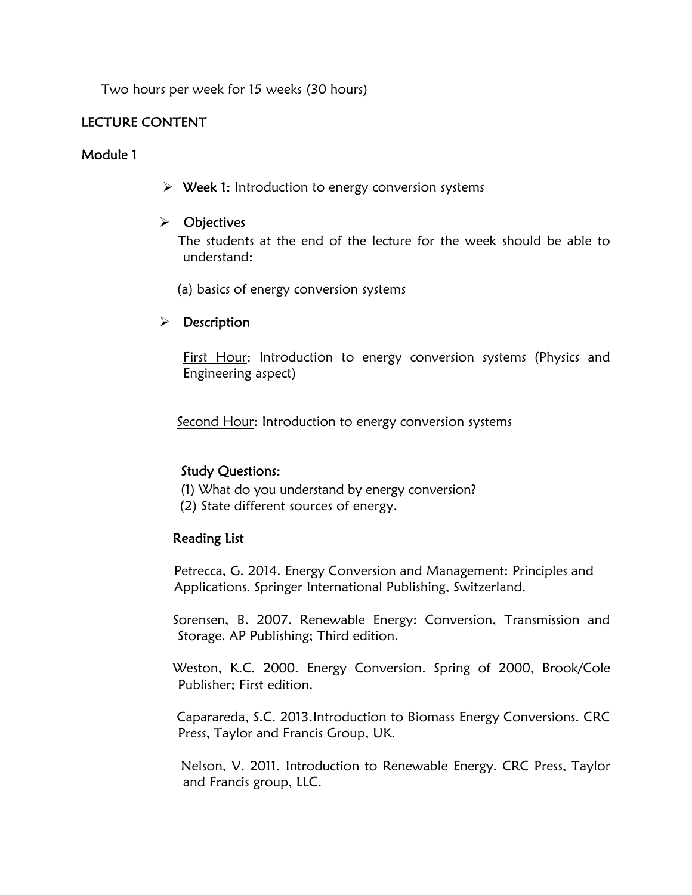Two hours per week for 15 weeks (30 hours)

## LECTURE CONTENT

### Module 1

- **Week 1:** Introduction to energy conversion systems

- **Objectives**

  The students at the end of the lecture for the week should be able to understand:

  (a) basics of energy conversion systems

- **Description**

  First Hour: Introduction to energy conversion systems (Physics and Engineering aspect)

  Second Hour: Introduction to energy conversion systems

  **Study Questions:**

  (1) What do you understand by energy conversion?
  (2) State different sources of energy.

  **Reading List**

  Petrecca, G. 2014. Energy Conversion and Management: Principles and Applications. Springer International Publishing, Switzerland.

  Sorensen, B. 2007. Renewable Energy: Conversion, Transmission and Storage. AP Publishing; Third edition.

  Weston, K.C. 2000. Energy Conversion. Spring of 2000, Brook/Cole Publisher; First edition.

  Capareda, S.C. 2013.Introduction to Biomass Energy Conversions. CRC Press, Taylor and Francis Group, UK.

  Nelson, V. 2011. Introduction to Renewable Energy. CRC Press, Taylor and Francis group, LLC.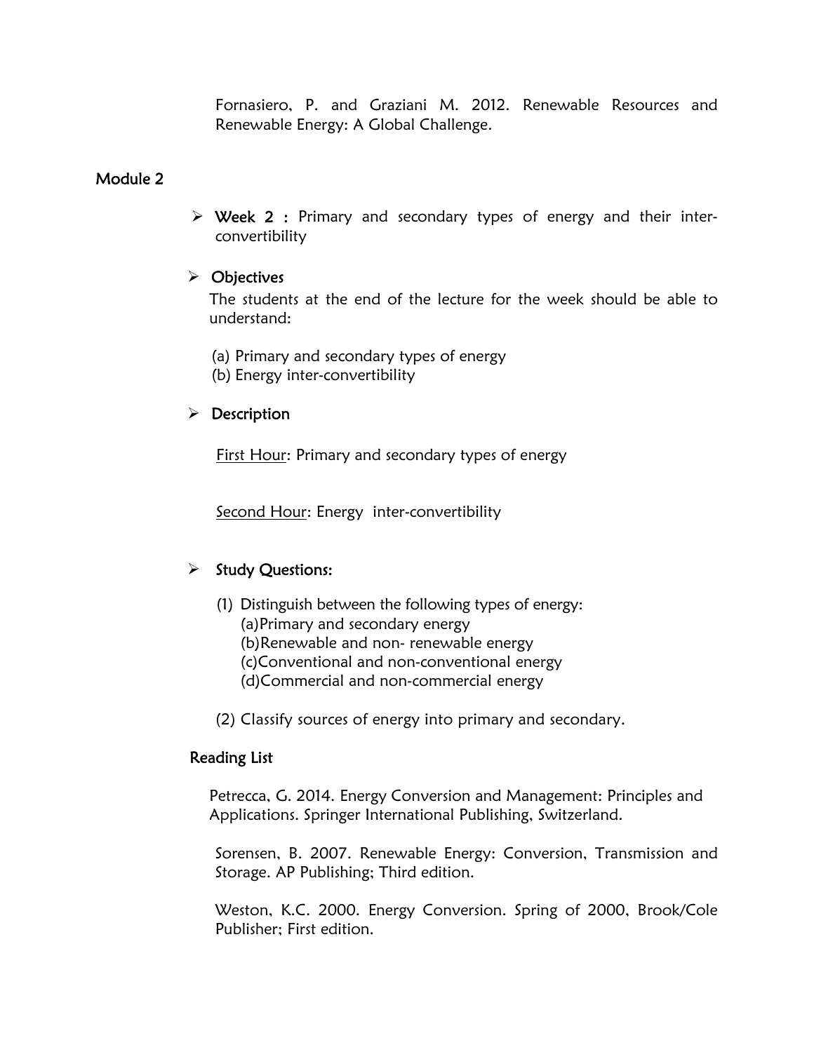Fornasiero, P. and Graziani M. 2012. Renewable Resources and Renewable Energy: A Global Challenge.

## Module 2

- **Week 2 :** Primary and secondary types of energy and their inter-convertibility

- **Objectives**

  The students at the end of the lecture for the week should be able to understand:

  (a) Primary and secondary types of energy
  (b) Energy inter-convertibility

- **Description**

  <u>First Hour</u>: Primary and secondary types of energy

  <u>Second Hour</u>: Energy inter-convertibility

- **Study Questions:**

  (1) Distinguish between the following types of energy:
  (a) Primary and secondary energy
  (b) Renewable and non- renewable energy
  (c) Conventional and non-conventional energy
  (d) Commercial and non-commercial energy

  (2) Classify sources of energy into primary and secondary.

### Reading List

Petrecca, G. 2014. Energy Conversion and Management: Principles and Applications. Springer International Publishing, Switzerland.

Sorensen, B. 2007. Renewable Energy: Conversion, Transmission and Storage. AP Publishing; Third edition.

Weston, K.C. 2000. Energy Conversion. Spring of 2000, Brook/Cole Publisher; First edition.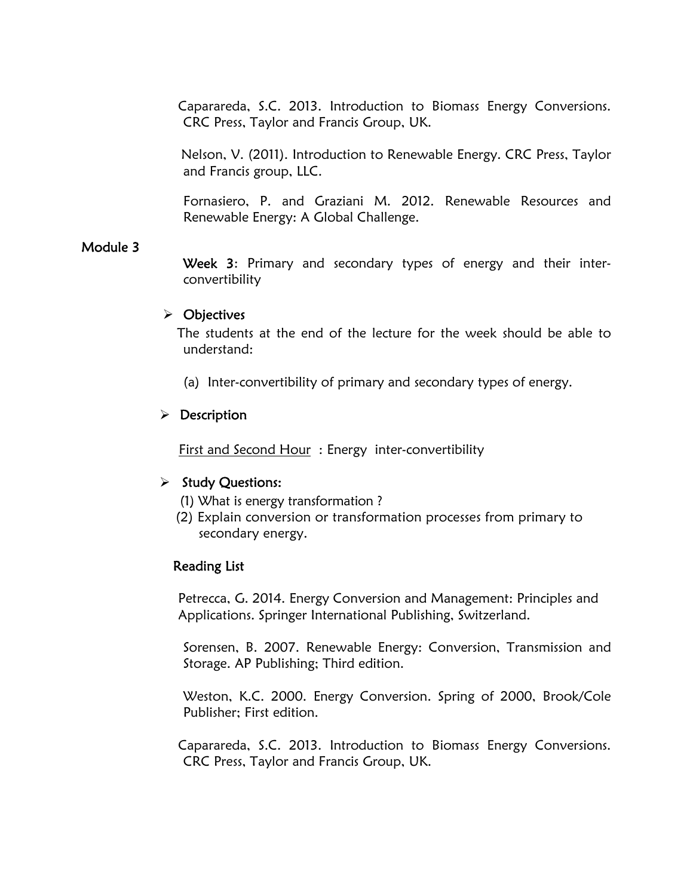Capareda, S.C. 2013. Introduction to Biomass Energy Conversions. CRC Press, Taylor and Francis Group, UK.

Nelson, V. (2011). Introduction to Renewable Energy. CRC Press, Taylor and Francis group, LLC.

Fornasiero, P. and Graziani M. 2012. Renewable Resources and Renewable Energy: A Global Challenge.

## Module 3

**Week 3**: Primary and secondary types of energy and their inter-convertibility

- **Objectives**

The students at the end of the lecture for the week should be able to understand:

(a) Inter-convertibility of primary and secondary types of energy.

- **Description**

First and Second Hour : Energy inter-convertibility

- **Study Questions:**

(1) What is energy transformation ?
(2) Explain conversion or transformation processes from primary to secondary energy.

**Reading List**

Petrecca, G. 2014. Energy Conversion and Management: Principles and Applications. Springer International Publishing, Switzerland.

Sorensen, B. 2007. Renewable Energy: Conversion, Transmission and Storage. AP Publishing; Third edition.

Weston, K.C. 2000. Energy Conversion. Spring of 2000, Brook/Cole Publisher; First edition.

Capareda, S.C. 2013. Introduction to Biomass Energy Conversions. CRC Press, Taylor and Francis Group, UK.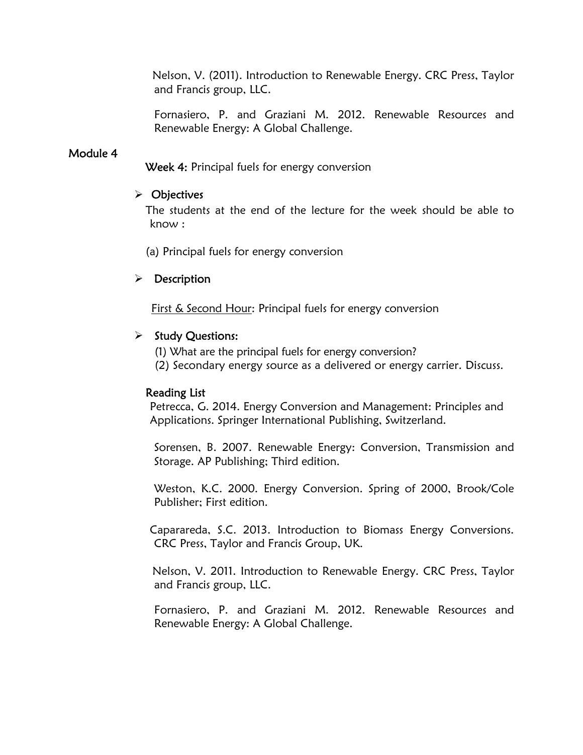Nelson, V. (2011). Introduction to Renewable Energy. CRC Press, Taylor and Francis group, LLC.

Fornasiero, P. and Graziani M. 2012. Renewable Resources and Renewable Energy: A Global Challenge.

## Module 4

**Week 4:** Principal fuels for energy conversion

- **Objectives**

The students at the end of the lecture for the week should be able to know :

(a) Principal fuels for energy conversion

- **Description**

First & Second Hour: Principal fuels for energy conversion

- **Study Questions:**

(1) What are the principal fuels for energy conversion?

(2) Secondary energy source as a delivered or energy carrier. Discuss.

**Reading List**

Petrecca, G. 2014. Energy Conversion and Management: Principles and Applications. Springer International Publishing, Switzerland.

Sorensen, B. 2007. Renewable Energy: Conversion, Transmission and Storage. AP Publishing; Third edition.

Weston, K.C. 2000. Energy Conversion. Spring of 2000, Brook/Cole Publisher; First edition.

Capareda, S.C. 2013. Introduction to Biomass Energy Conversions. CRC Press, Taylor and Francis Group, UK.

Nelson, V. 2011. Introduction to Renewable Energy. CRC Press, Taylor and Francis group, LLC.

Fornasiero, P. and Graziani M. 2012. Renewable Resources and Renewable Energy: A Global Challenge.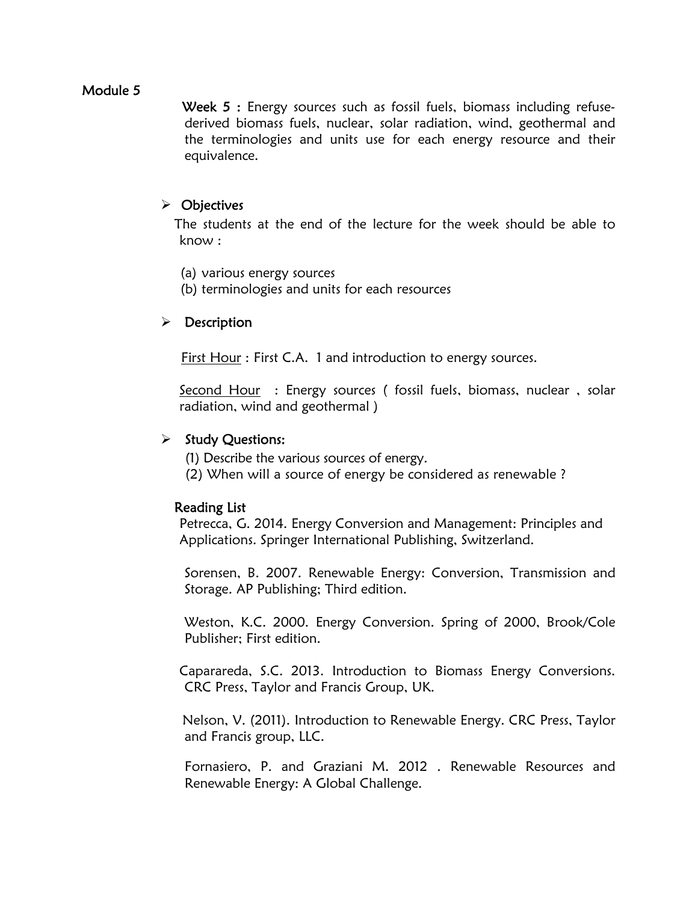## Module 5

**Week 5 :** Energy sources such as fossil fuels, biomass including refuse-derived biomass fuels, nuclear, solar radiation, wind, geothermal and the terminologies and units use for each energy resource and their equivalence.

- **Objectives**

  The students at the end of the lecture for the week should be able to know :

  (a) various energy sources
  (b) terminologies and units for each resources

- **Description**

  <u>First Hour</u> : First C.A. 1 and introduction to energy sources.

  <u>Second Hour</u> : Energy sources ( fossil fuels, biomass, nuclear , solar radiation, wind and geothermal )

- **Study Questions:**

  (1) Describe the various sources of energy.
  (2) When will a source of energy be considered as renewable ?

**Reading List**

Petrecca, G. 2014. Energy Conversion and Management: Principles and Applications. Springer International Publishing, Switzerland.

Sorensen, B. 2007. Renewable Energy: Conversion, Transmission and Storage. AP Publishing; Third edition.

Weston, K.C. 2000. Energy Conversion. Spring of 2000, Brook/Cole Publisher; First edition.

Capararеda, S.C. 2013. Introduction to Biomass Energy Conversions. CRC Press, Taylor and Francis Group, UK.

Nelson, V. (2011). Introduction to Renewable Energy. CRC Press, Taylor and Francis group, LLC.

Fornasiero, P. and Graziani M. 2012 . Renewable Resources and Renewable Energy: A Global Challenge.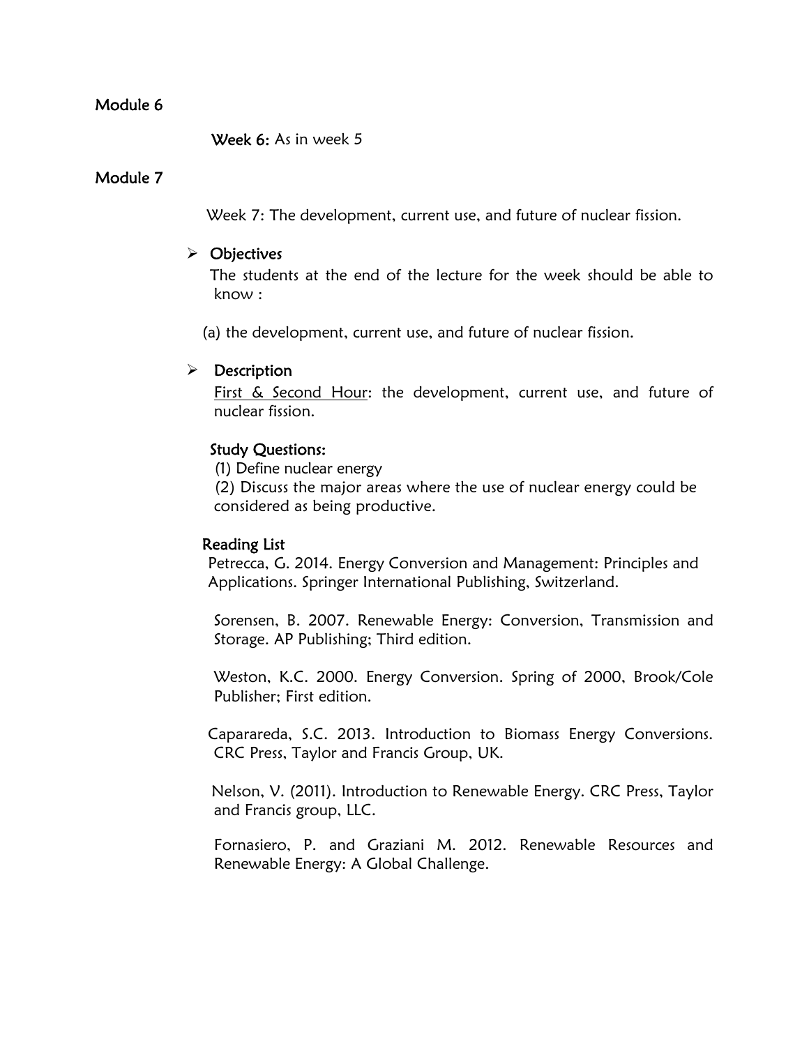## Module 6

**Week 6:** As in week 5

## Module 7

Week 7: The development, current use, and future of nuclear fission.

- **Objectives**

  The students at the end of the lecture for the week should be able to know :

  (a) the development, current use, and future of nuclear fission.

- **Description**

  First & Second Hour: the development, current use, and future of nuclear fission.

  **Study Questions:**

  (1) Define nuclear energy

  (2) Discuss the major areas where the use of nuclear energy could be considered as being productive.

  **Reading List**

  Petrecca, G. 2014. Energy Conversion and Management: Principles and Applications. Springer International Publishing, Switzerland.

  Sorensen, B. 2007. Renewable Energy: Conversion, Transmission and Storage. AP Publishing; Third edition.

  Weston, K.C. 2000. Energy Conversion. Spring of 2000, Brook/Cole Publisher; First edition.

  Capararreda, S.C. 2013. Introduction to Biomass Energy Conversions. CRC Press, Taylor and Francis Group, UK.

  Nelson, V. (2011). Introduction to Renewable Energy. CRC Press, Taylor and Francis group, LLC.

  Fornasiero, P. and Graziani M. 2012. Renewable Resources and Renewable Energy: A Global Challenge.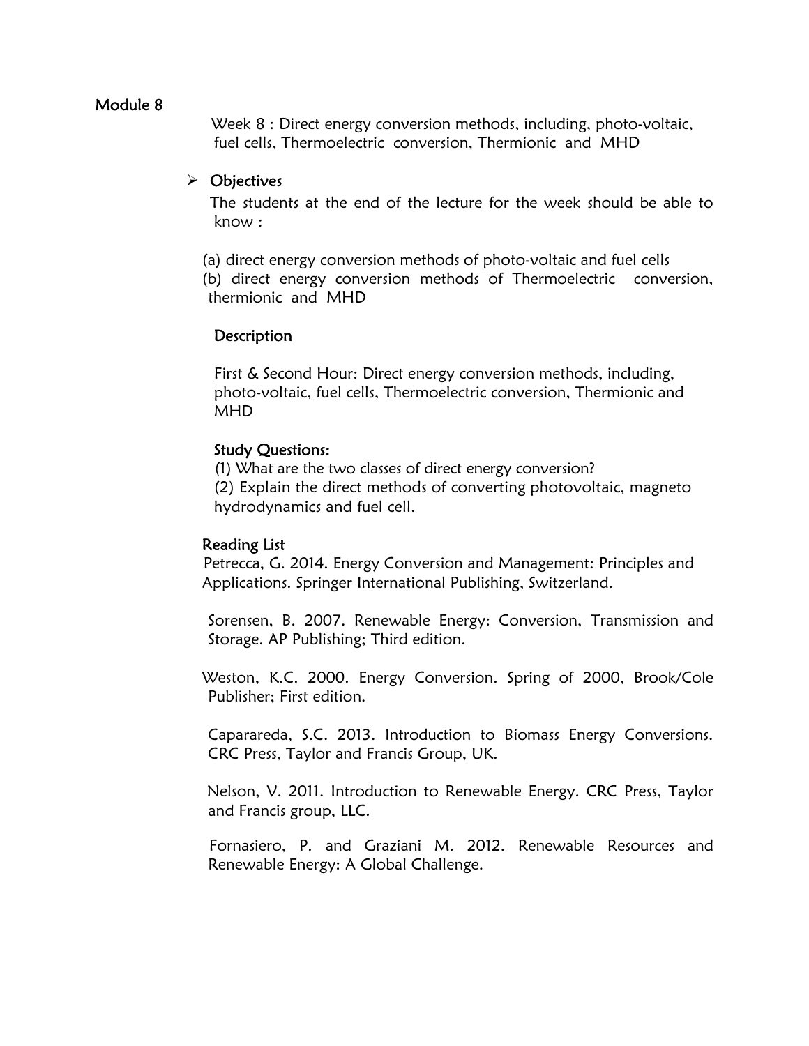## Module 8

Week 8 : Direct energy conversion methods, including, photo-voltaic, fuel cells, Thermoelectric conversion, Thermionic and MHD

- **Objectives**

  The students at the end of the lecture for the week should be able to know :

  (a) direct energy conversion methods of photo-voltaic and fuel cells
  (b) direct energy conversion methods of Thermoelectric conversion, thermionic and MHD

### Description

First & Second Hour: Direct energy conversion methods, including, photo-voltaic, fuel cells, Thermoelectric conversion, Thermionic and MHD

### Study Questions:

(1) What are the two classes of direct energy conversion?
(2) Explain the direct methods of converting photovoltaic, magneto hydrodynamics and fuel cell.

### Reading List

Petrecca, G. 2014. Energy Conversion and Management: Principles and Applications. Springer International Publishing, Switzerland.

Sorensen, B. 2007. Renewable Energy: Conversion, Transmission and Storage. AP Publishing; Third edition.

Weston, K.C. 2000. Energy Conversion. Spring of 2000, Brook/Cole Publisher; First edition.

Capararedа, S.C. 2013. Introduction to Biomass Energy Conversions. CRC Press, Taylor and Francis Group, UK.

Nelson, V. 2011. Introduction to Renewable Energy. CRC Press, Taylor and Francis group, LLC.

Fornasiero, P. and Graziani M. 2012. Renewable Resources and Renewable Energy: A Global Challenge.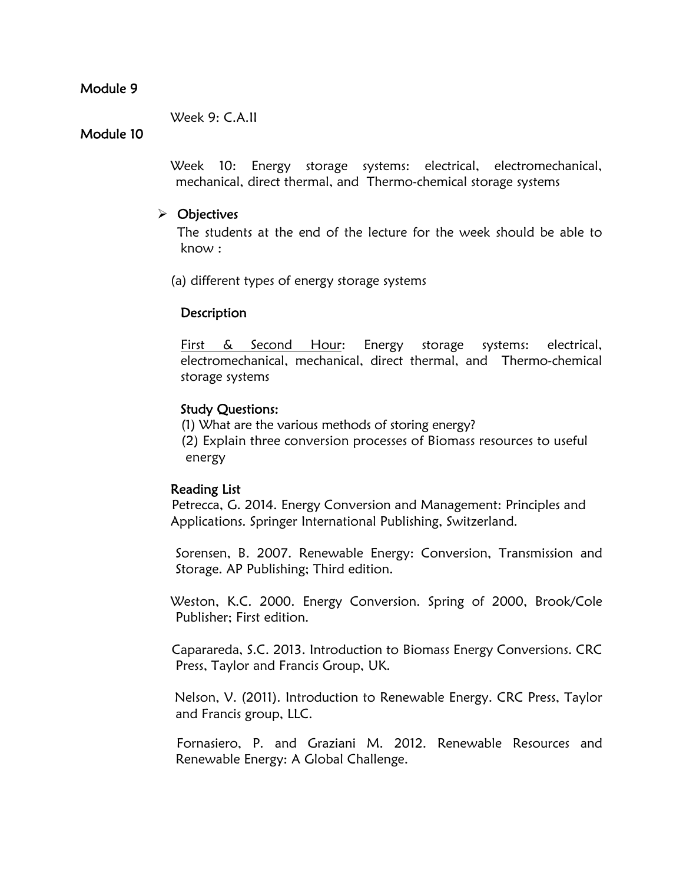## Module 9

Week 9: C.A.II

## Module 10

Week 10: Energy storage systems: electrical, electromechanical, mechanical, direct thermal, and Thermo-chemical storage systems

- **Objectives**

  The students at the end of the lecture for the week should be able to know :

(a) different types of energy storage systems

### Description

First & Second Hour: Energy storage systems: electrical, electromechanical, mechanical, direct thermal, and Thermo-chemical storage systems

### Study Questions:

(1) What are the various methods of storing energy?

(2) Explain three conversion processes of Biomass resources to useful energy

### Reading List

Petrecca, G. 2014. Energy Conversion and Management: Principles and Applications. Springer International Publishing, Switzerland.

Sorensen, B. 2007. Renewable Energy: Conversion, Transmission and Storage. AP Publishing; Third edition.

Weston, K.C. 2000. Energy Conversion. Spring of 2000, Brook/Cole Publisher; First edition.

Capareda, S.C. 2013. Introduction to Biomass Energy Conversions. CRC Press, Taylor and Francis Group, UK.

Nelson, V. (2011). Introduction to Renewable Energy. CRC Press, Taylor and Francis group, LLC.

Fornasiero, P. and Graziani M. 2012. Renewable Resources and Renewable Energy: A Global Challenge.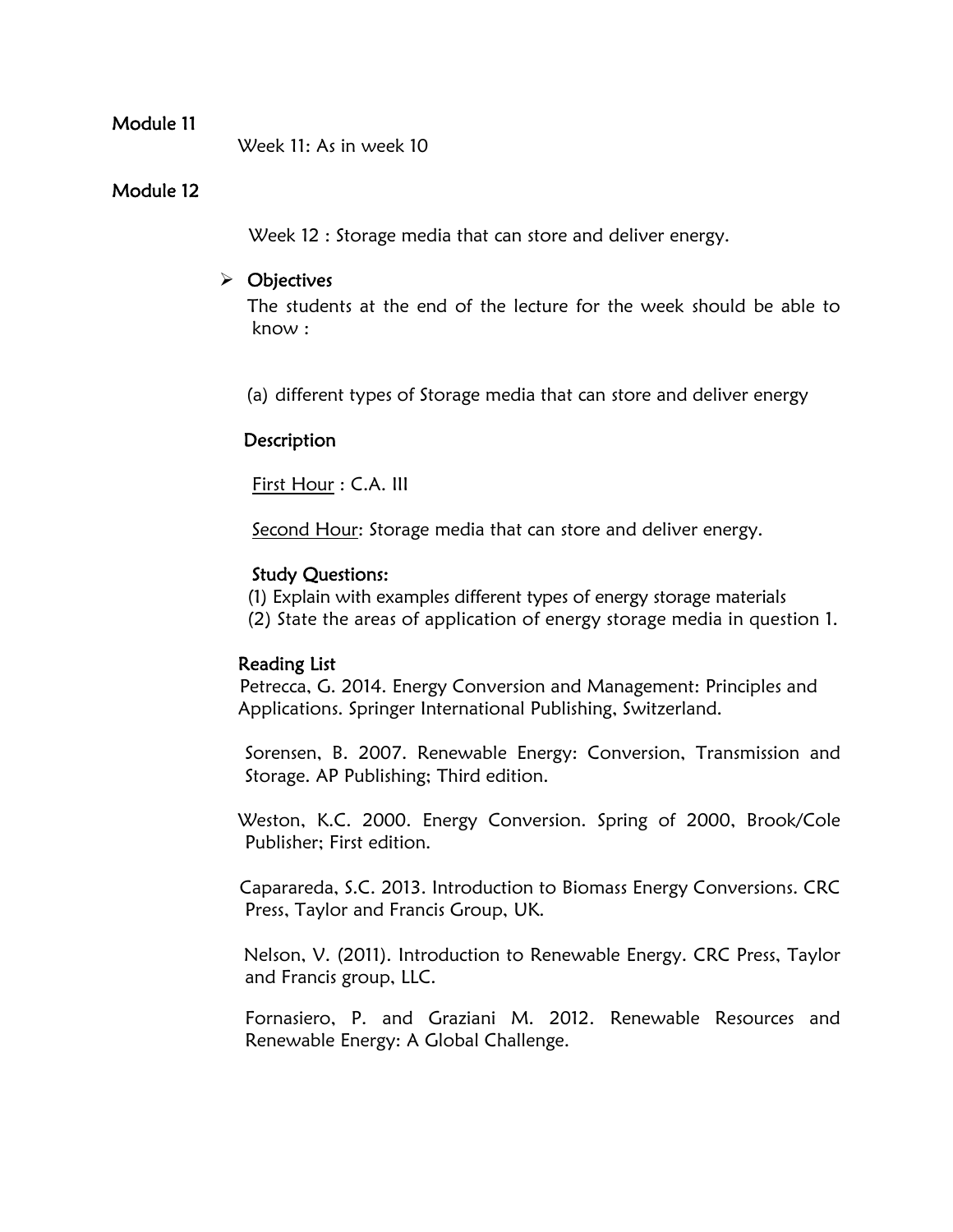## Module 11

Week 11: As in week 10

## Module 12

Week 12 : Storage media that can store and deliver energy.

- **Objectives**

  The students at the end of the lecture for the week should be able to know :

  (a) different types of Storage media that can store and deliver energy

  **Description**

  First Hour : C.A. III

  Second Hour: Storage media that can store and deliver energy.

  **Study Questions:**

  (1) Explain with examples different types of energy storage materials

  (2) State the areas of application of energy storage media in question 1.

  **Reading List**

  Petrecca, G. 2014. Energy Conversion and Management: Principles and Applications. Springer International Publishing, Switzerland.

  Sorensen, B. 2007. Renewable Energy: Conversion, Transmission and Storage. AP Publishing; Third edition.

  Weston, K.C. 2000. Energy Conversion. Spring of 2000, Brook/Cole Publisher; First edition.

  Capareda, S.C. 2013. Introduction to Biomass Energy Conversions. CRC Press, Taylor and Francis Group, UK.

  Nelson, V. (2011). Introduction to Renewable Energy. CRC Press, Taylor and Francis group, LLC.

  Fornasiero, P. and Graziani M. 2012. Renewable Resources and Renewable Energy: A Global Challenge.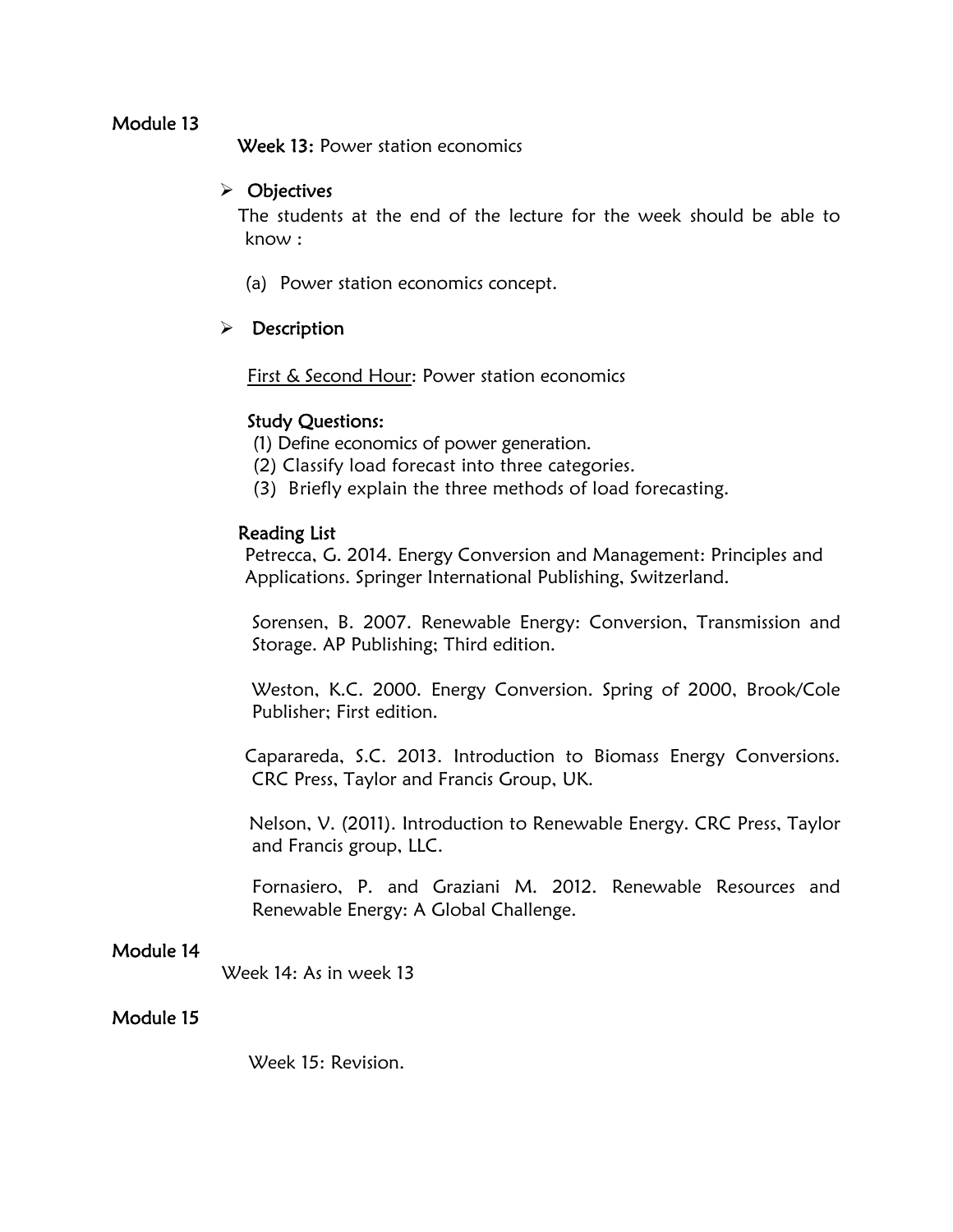## Module 13

**Week 13:** Power station economics

- **Objectives**

  The students at the end of the lecture for the week should be able to know :

  (a) Power station economics concept.

- **Description**

  First & Second Hour: Power station economics

  **Study Questions:**

  (1) Define economics of power generation.
  (2) Classify load forecast into three categories.
  (3) Briefly explain the three methods of load forecasting.

  **Reading List**

  Petrecca, G. 2014. Energy Conversion and Management: Principles and Applications. Springer International Publishing, Switzerland.

  Sorensen, B. 2007. Renewable Energy: Conversion, Transmission and Storage. AP Publishing; Third edition.

  Weston, K.C. 2000. Energy Conversion. Spring of 2000, Brook/Cole Publisher; First edition.

  Capararеda, S.C. 2013. Introduction to Biomass Energy Conversions. CRC Press, Taylor and Francis Group, UK.

  Nelson, V. (2011). Introduction to Renewable Energy. CRC Press, Taylor and Francis group, LLC.

  Fornasiero, P. and Graziani M. 2012. Renewable Resources and Renewable Energy: A Global Challenge.

## Module 14

Week 14: As in week 13

## Module 15

Week 15: Revision.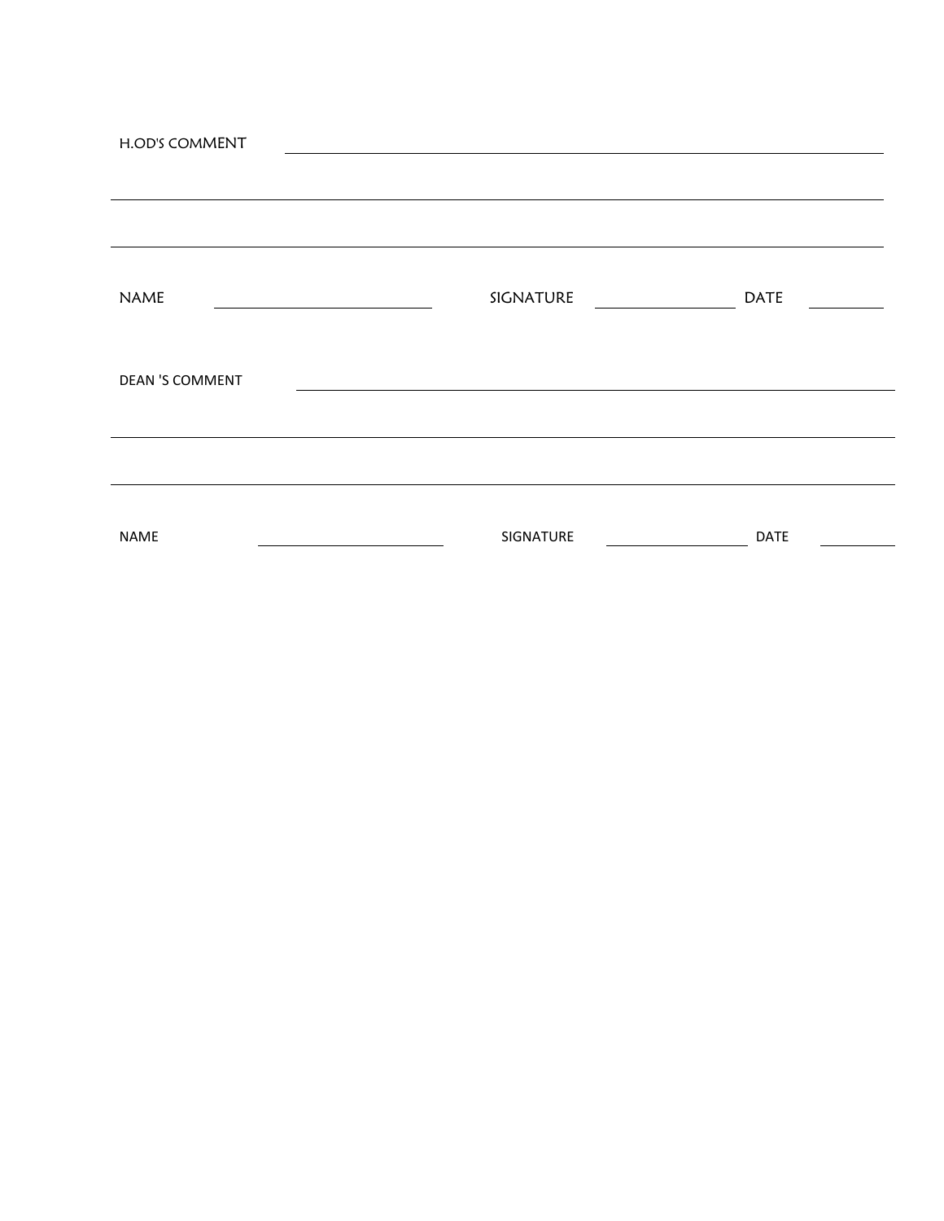H.OD'S COMMENT ________________________________________________

________________________________________________________________

________________________________________________________________

NAME ____________________ SIGNATURE ______________ DATE ________

DEAN 'S COMMENT ________________________________________________

________________________________________________________________

________________________________________________________________

NAME ____________________ SIGNATURE ______________ DATE ________